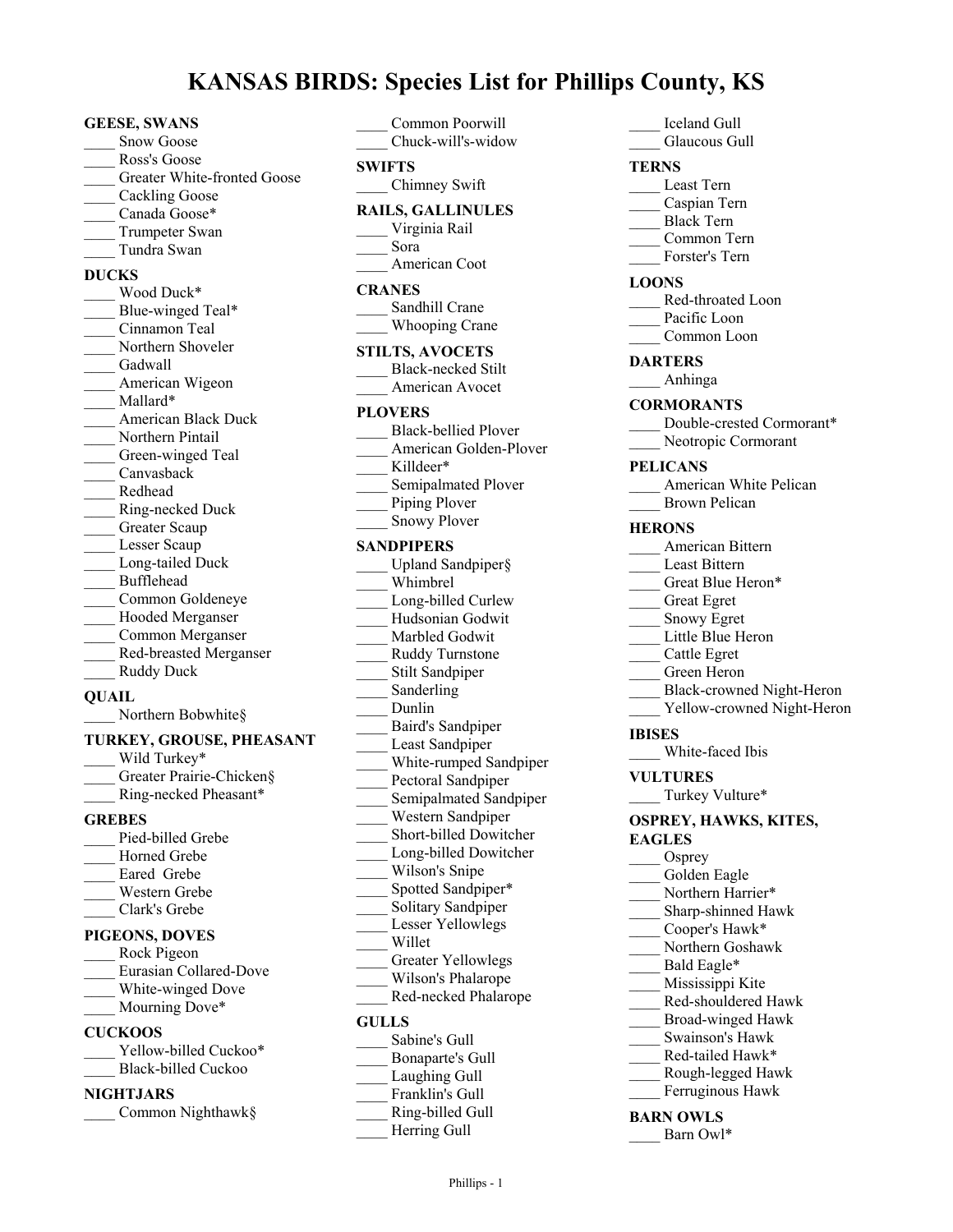# KANSAS BIRDS: Species List for Phillips County, KS

## GEESE, SWANS

____ Snow Goose
____ Ross's Goose
____ Greater White-fronted Goose
____ Cackling Goose
____ Canada Goose*
____ Trumpeter Swan
____ Tundra Swan

## DUCKS

____ Wood Duck*
____ Blue-winged Teal*
____ Cinnamon Teal
____ Northern Shoveler
____ Gadwall
____ American Wigeon
____ Mallard*
____ American Black Duck
____ Northern Pintail
____ Green-winged Teal
____ Canvasback
____ Redhead
____ Ring-necked Duck
____ Greater Scaup
____ Lesser Scaup
____ Long-tailed Duck
____ Bufflehead
____ Common Goldeneye
____ Hooded Merganser
____ Common Merganser
____ Red-breasted Merganser
____ Ruddy Duck

## QUAIL

____ Northern Bobwhite§

## TURKEY, GROUSE, PHEASANT

____ Wild Turkey*
____ Greater Prairie-Chicken§
____ Ring-necked Pheasant*

## GREBES

____ Pied-billed Grebe
____ Horned Grebe
____ Eared Grebe
____ Western Grebe
____ Clark's Grebe

## PIGEONS, DOVES

____ Rock Pigeon
____ Eurasian Collared-Dove
____ White-winged Dove
____ Mourning Dove*

## CUCKOOS

____ Yellow-billed Cuckoo*
____ Black-billed Cuckoo

## NIGHTJARS

____ Common Nighthawk§
____ Common Poorwill
____ Chuck-will's-widow

## SWIFTS

____ Chimney Swift

## RAILS, GALLINULES

____ Virginia Rail
____ Sora
____ American Coot

## CRANES

____ Sandhill Crane
____ Whooping Crane

## STILTS, AVOCETS

____ Black-necked Stilt
____ American Avocet

## PLOVERS

____ Black-bellied Plover
____ American Golden-Plover
____ Killdeer*
____ Semipalmated Plover
____ Piping Plover
____ Snowy Plover

## SANDPIPERS

____ Upland Sandpiper§
____ Whimbrel
____ Long-billed Curlew
____ Hudsonian Godwit
____ Marbled Godwit
____ Ruddy Turnstone
____ Stilt Sandpiper
____ Sanderling
____ Dunlin
____ Baird's Sandpiper
____ Least Sandpiper
____ White-rumped Sandpiper
____ Pectoral Sandpiper
____ Semipalmated Sandpiper
____ Western Sandpiper
____ Short-billed Dowitcher
____ Long-billed Dowitcher
____ Wilson's Snipe
____ Spotted Sandpiper*
____ Solitary Sandpiper
____ Lesser Yellowlegs
____ Willet
____ Greater Yellowlegs
____ Wilson's Phalarope
____ Red-necked Phalarope

## GULLS

____ Sabine's Gull
____ Bonaparte's Gull
____ Laughing Gull
____ Franklin's Gull
____ Ring-billed Gull
____ Herring Gull
____ Iceland Gull
____ Glaucous Gull

## TERNS

____ Least Tern
____ Caspian Tern
____ Black Tern
____ Common Tern
____ Forster's Tern

## LOONS

____ Red-throated Loon
____ Pacific Loon
____ Common Loon

## DARTERS

____ Anhinga

## CORMORANTS

____ Double-crested Cormorant*
____ Neotropic Cormorant

## PELICANS

____ American White Pelican
____ Brown Pelican

## HERONS

____ American Bittern
____ Least Bittern
____ Great Blue Heron*
____ Great Egret
____ Snowy Egret
____ Little Blue Heron
____ Cattle Egret
____ Green Heron
____ Black-crowned Night-Heron
____ Yellow-crowned Night-Heron

## IBISES

____ White-faced Ibis

## VULTURES

____ Turkey Vulture*

## OSPREY, HAWKS, KITES, EAGLES

____ Osprey
____ Golden Eagle
____ Northern Harrier*
____ Sharp-shinned Hawk
____ Cooper's Hawk*
____ Northern Goshawk
____ Bald Eagle*
____ Mississippi Kite
____ Red-shouldered Hawk
____ Broad-winged Hawk
____ Swainson's Hawk
____ Red-tailed Hawk*
____ Rough-legged Hawk
____ Ferruginous Hawk

## BARN OWLS

____ Barn Owl*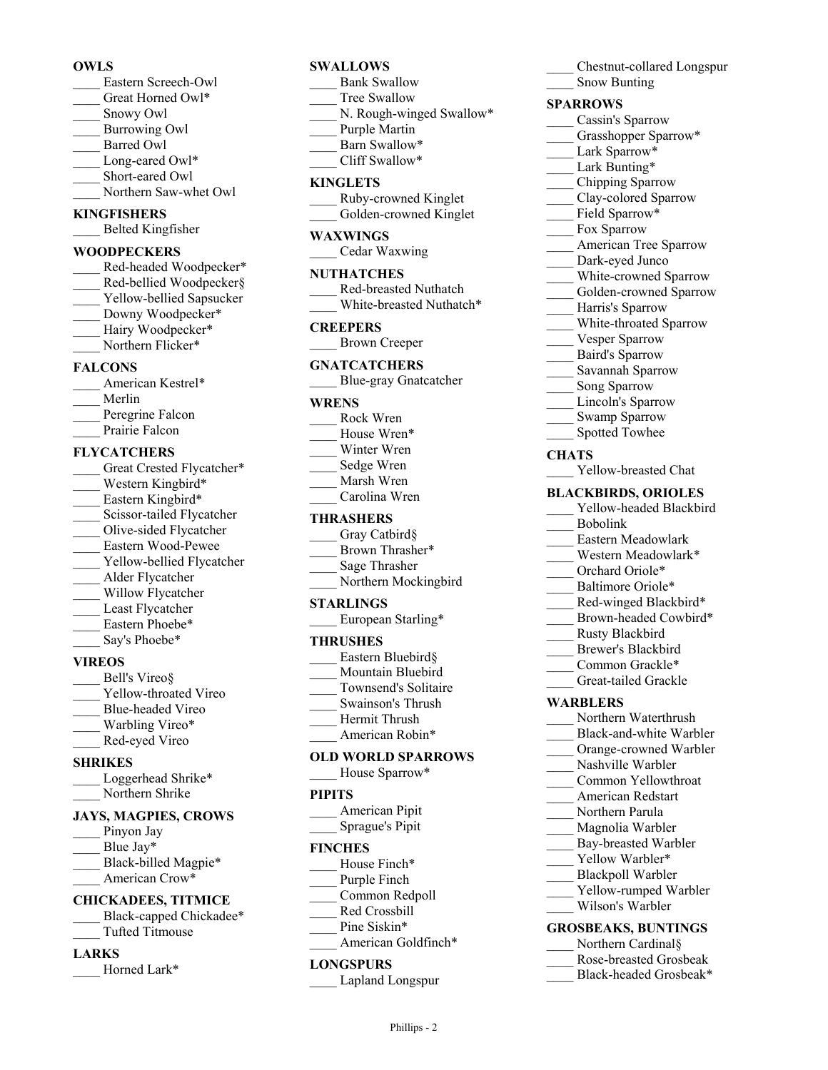**OWLS**

____ Eastern Screech-Owl
____ Great Horned Owl*
____ Snowy Owl
____ Burrowing Owl
____ Barred Owl
____ Long-eared Owl*
____ Short-eared Owl
____ Northern Saw-whet Owl

**KINGFISHERS**

____ Belted Kingfisher

**WOODPECKERS**

____ Red-headed Woodpecker*
____ Red-bellied Woodpecker§
____ Yellow-bellied Sapsucker
____ Downy Woodpecker*
____ Hairy Woodpecker*
____ Northern Flicker*

**FALCONS**

____ American Kestrel*
____ Merlin
____ Peregrine Falcon
____ Prairie Falcon

**FLYCATCHERS**

____ Great Crested Flycatcher*
____ Western Kingbird*
____ Eastern Kingbird*
____ Scissor-tailed Flycatcher
____ Olive-sided Flycatcher
____ Eastern Wood-Pewee
____ Yellow-bellied Flycatcher
____ Alder Flycatcher
____ Willow Flycatcher
____ Least Flycatcher
____ Eastern Phoebe*
____ Say's Phoebe*

**VIREOS**

____ Bell's Vireo§
____ Yellow-throated Vireo
____ Blue-headed Vireo
____ Warbling Vireo*
____ Red-eyed Vireo

**SHRIKES**

____ Loggerhead Shrike*
____ Northern Shrike

**JAYS, MAGPIES, CROWS**

____ Pinyon Jay
____ Blue Jay*
____ Black-billed Magpie*
____ American Crow*

**CHICKADEES, TITMICE**

____ Black-capped Chickadee*
____ Tufted Titmouse

**LARKS**

____ Horned Lark*

**SWALLOWS**

____ Bank Swallow
____ Tree Swallow
____ N. Rough-winged Swallow*
____ Purple Martin
____ Barn Swallow*
____ Cliff Swallow*

**KINGLETS**

____ Ruby-crowned Kinglet
____ Golden-crowned Kinglet

**WAXWINGS**

____ Cedar Waxwing

**NUTHATCHES**

____ Red-breasted Nuthatch
____ White-breasted Nuthatch*

**CREEPERS**

____ Brown Creeper

**GNATCATCHERS**

____ Blue-gray Gnatcatcher

**WRENS**

____ Rock Wren
____ House Wren*
____ Winter Wren
____ Sedge Wren
____ Marsh Wren
____ Carolina Wren

**THRASHERS**

____ Gray Catbird§
____ Brown Thrasher*
____ Sage Thrasher
____ Northern Mockingbird

**STARLINGS**

____ European Starling*

**THRUSHES**

____ Eastern Bluebird§
____ Mountain Bluebird
____ Townsend's Solitaire
____ Swainson's Thrush
____ Hermit Thrush
____ American Robin*

**OLD WORLD SPARROWS**

____ House Sparrow*

**PIPITS**

____ American Pipit
____ Sprague's Pipit

**FINCHES**

____ House Finch*
____ Purple Finch
____ Common Redpoll
____ Red Crossbill
____ Pine Siskin*
____ American Goldfinch*

**LONGSPURS**

____ Lapland Longspur
____ Chestnut-collared Longspur
____ Snow Bunting

**SPARROWS**

____ Cassin's Sparrow
____ Grasshopper Sparrow*
____ Lark Sparrow*
____ Lark Bunting*
____ Chipping Sparrow
____ Clay-colored Sparrow
____ Field Sparrow*
____ Fox Sparrow
____ American Tree Sparrow
____ Dark-eyed Junco
____ White-crowned Sparrow
____ Golden-crowned Sparrow
____ Harris's Sparrow
____ White-throated Sparrow
____ Vesper Sparrow
____ Baird's Sparrow
____ Savannah Sparrow
____ Song Sparrow
____ Lincoln's Sparrow
____ Swamp Sparrow
____ Spotted Towhee

**CHATS**

____ Yellow-breasted Chat

**BLACKBIRDS, ORIOLES**

____ Yellow-headed Blackbird
____ Bobolink
____ Eastern Meadowlark
____ Western Meadowlark*
____ Orchard Oriole*
____ Baltimore Oriole*
____ Red-winged Blackbird*
____ Brown-headed Cowbird*
____ Rusty Blackbird
____ Brewer's Blackbird
____ Common Grackle*
____ Great-tailed Grackle

**WARBLERS**

____ Northern Waterthrush
____ Black-and-white Warbler
____ Orange-crowned Warbler
____ Nashville Warbler
____ Common Yellowthroat
____ American Redstart
____ Northern Parula
____ Magnolia Warbler
____ Bay-breasted Warbler
____ Yellow Warbler*
____ Blackpoll Warbler
____ Yellow-rumped Warbler
____ Wilson's Warbler

**GROSBEAKS, BUNTINGS**

____ Northern Cardinal§
____ Rose-breasted Grosbeak
____ Black-headed Grosbeak*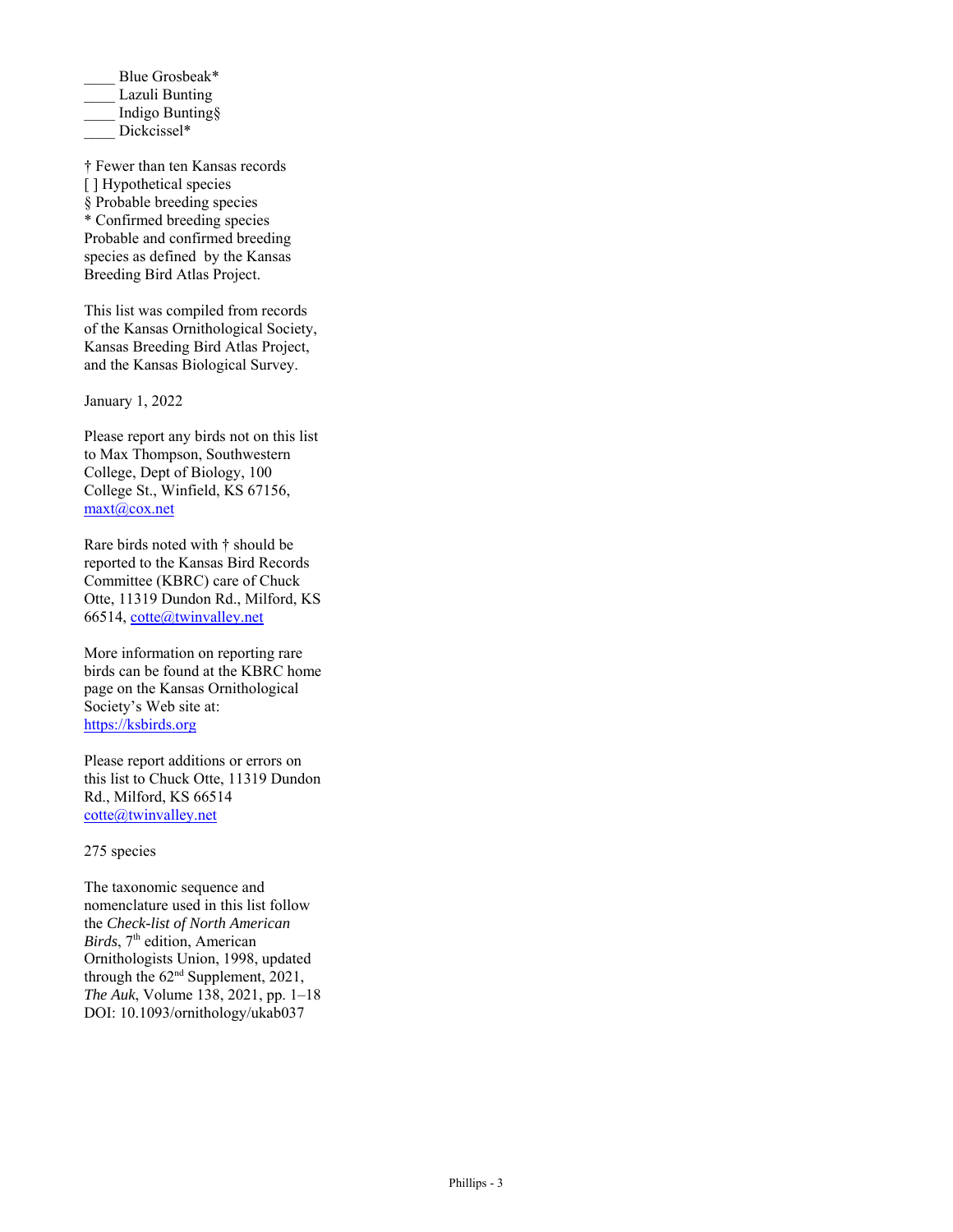____ Blue Grosbeak*
____ Lazuli Bunting
____ Indigo Bunting§
____ Dickcissel*

† Fewer than ten Kansas records
[ ] Hypothetical species
§ Probable breeding species
* Confirmed breeding species
Probable and confirmed breeding species as defined by the Kansas Breeding Bird Atlas Project.

This list was compiled from records of the Kansas Ornithological Society, Kansas Breeding Bird Atlas Project, and the Kansas Biological Survey.

January 1, 2022

Please report any birds not on this list to Max Thompson, Southwestern College, Dept of Biology, 100 College St., Winfield, KS 67156, maxt@cox.net

Rare birds noted with † should be reported to the Kansas Bird Records Committee (KBRC) care of Chuck Otte, 11319 Dundon Rd., Milford, KS 66514, cotte@twinvalley.net

More information on reporting rare birds can be found at the KBRC home page on the Kansas Ornithological Society's Web site at: https://ksbirds.org

Please report additions or errors on this list to Chuck Otte, 11319 Dundon Rd., Milford, KS 66514 cotte@twinvalley.net

275 species

The taxonomic sequence and nomenclature used in this list follow the *Check-list of North American Birds*, 7th edition, American Ornithologists Union, 1998, updated through the 62nd Supplement, 2021, *The Auk*, Volume 138, 2021, pp. 1–18 DOI: 10.1093/ornithology/ukab037